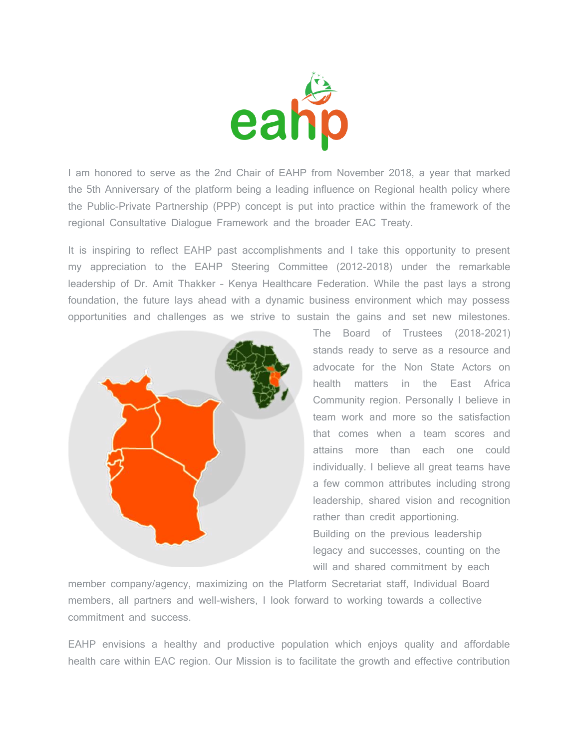I am honored to serve as the 2nd Chair of EAHP from November 2018, a year that marked the 5th Anniversary of the platform being a leading influence on Regional health policy where the Public-Private Partnership (PPP) concept is put into practice within the framework of the regional Consultative Dialogue Framework and the broader EAC Treaty.

It is inspiring to reflect EAHP past accomplishments and I take this opportunity to present my appreciation to the EAHP Steering Committee (2012-2018) under the remarkable leadership of Dr. Amit Thakker - Kenya Healthcare Federation. While the past lays a strong foundation, the future lays ahead with a dynamic business environment which may possess opportunities and challenges as we strive to sustain the gains and set new milestones. The Board of Trustees (2018-2021) stands ready to serve as a resource and advocate for the Non State Actors on health matters in the East Africa Community region. Personally I believe in team work and more so the satisfaction that comes when a team scores and attains more than each one could individually. I believe all great teams have a few common attributes including strong leadership, shared vision and recognition rather than credit apportioning. Building on the previous leadership legacy and successes, counting on the will and shared commitment by each member company/agency, maximizing on the Platform Secretariat staff, Individual Board members, all partners and well-wishers, I look forward to working towards a collective commitment and success.

EAHP envisions a healthy and productive population which enjoys quality and affordable health care within EAC region. Our Mission is to facilitate the growth and effective contribution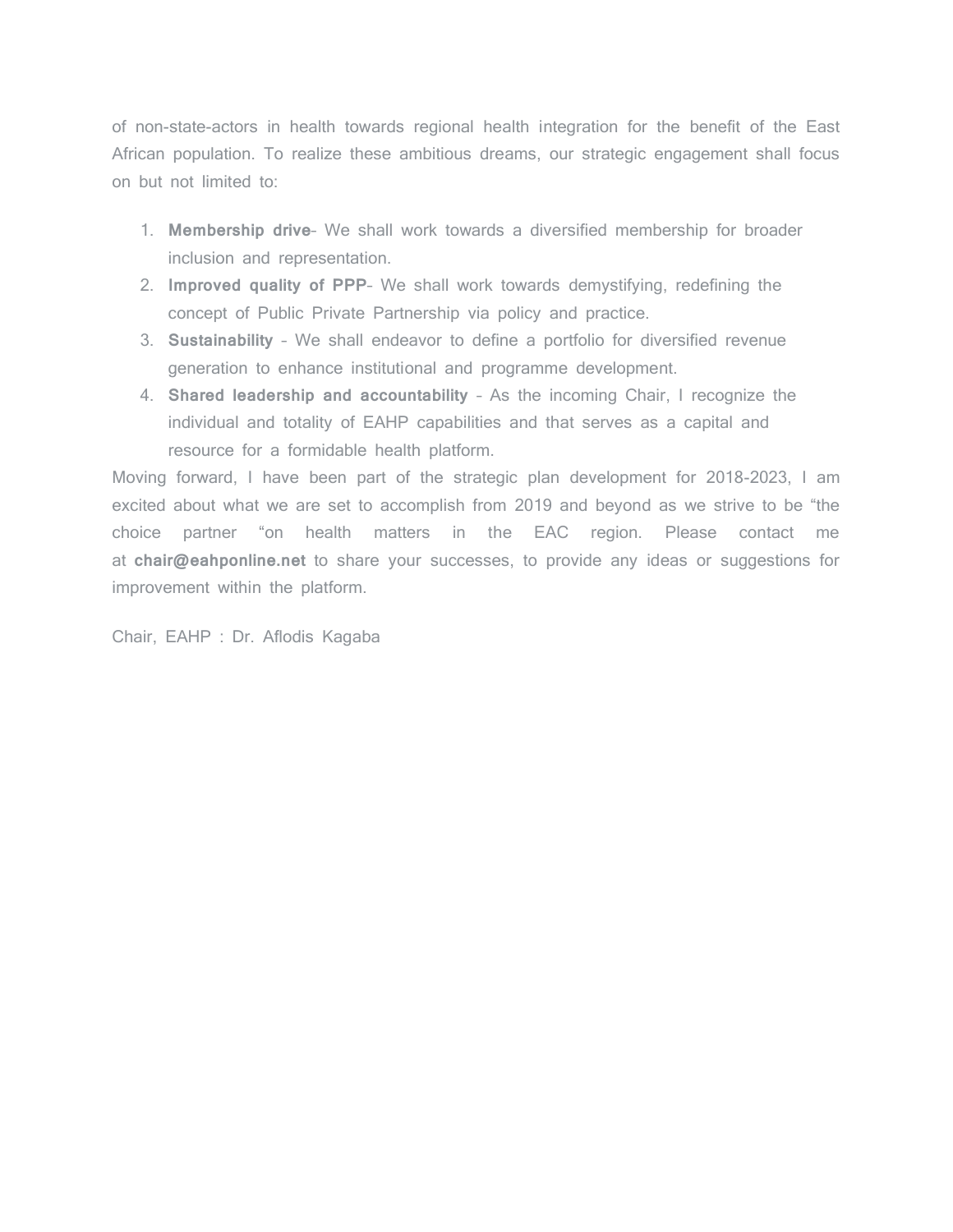of non-state-actors in health towards regional health integration for the benefit of the East African population. To realize these ambitious dreams, our strategic engagement shall focus on but not limited to:

1. **Membership drive**- We shall work towards a diversified membership for broader inclusion and representation.
2. **Improved quality of PPP**- We shall work towards demystifying, redefining the concept of Public Private Partnership via policy and practice.
3. **Sustainability** – We shall endeavor to define a portfolio for diversified revenue generation to enhance institutional and programme development.
4. **Shared leadership and accountability** – As the incoming Chair, I recognize the individual and totality of EAHP capabilities and that serves as a capital and resource for a formidable health platform.

Moving forward, I have been part of the strategic plan development for 2018-2023, I am excited about what we are set to accomplish from 2019 and beyond as we strive to be "the choice partner "on health matters in the EAC region. Please contact me at **chair@eahponline.net** to share your successes, to provide any ideas or suggestions for improvement within the platform.

Chair, EAHP : Dr. Aflodis Kagaba